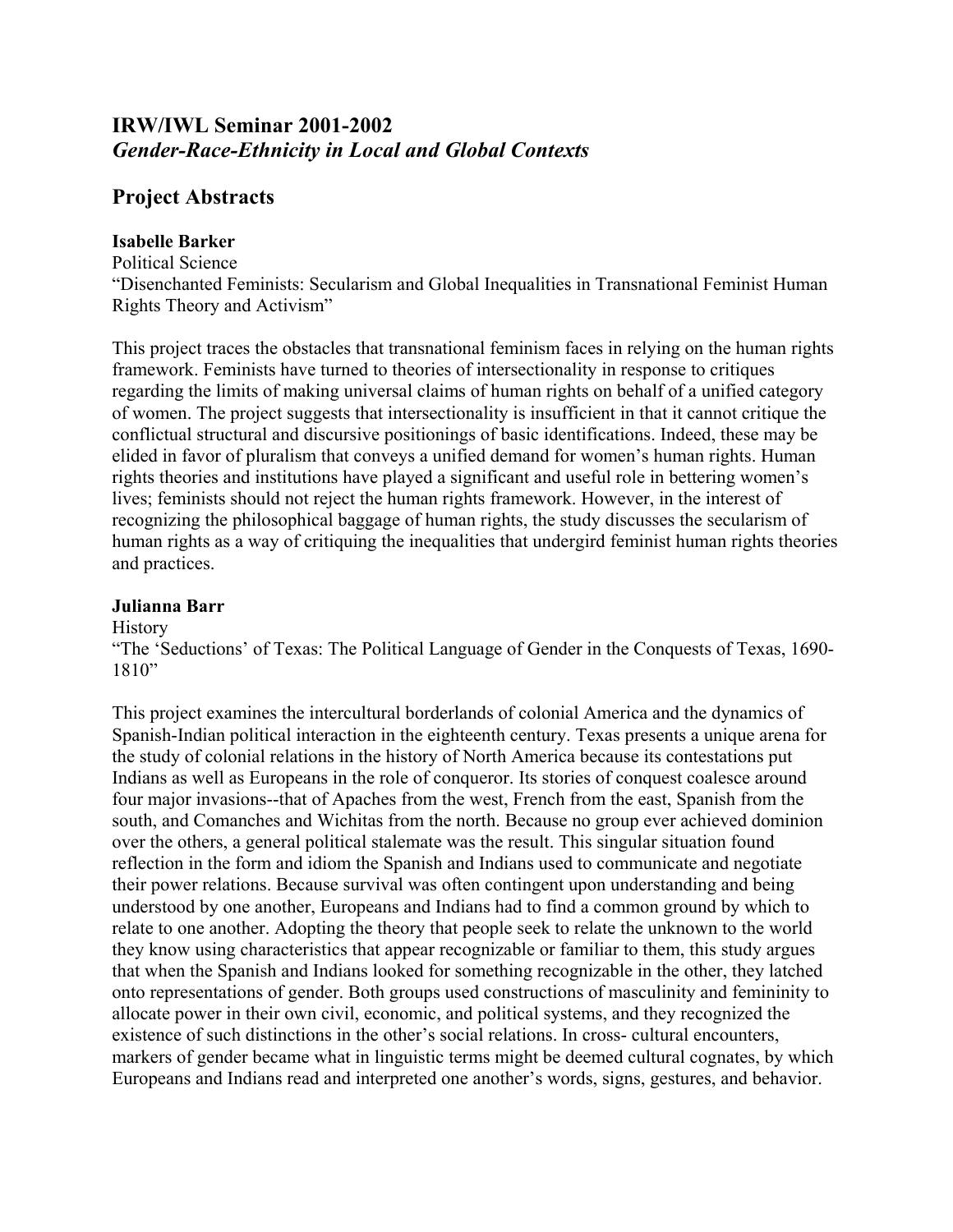## IRW/IWL Seminar 2001-2002
### *Gender-Race-Ethnicity in Local and Global Contexts*

## Project Abstracts

**Isabelle Barker**
Political Science
"Disenchanted Feminists: Secularism and Global Inequalities in Transnational Feminist Human Rights Theory and Activism"

This project traces the obstacles that transnational feminism faces in relying on the human rights framework. Feminists have turned to theories of intersectionality in response to critiques regarding the limits of making universal claims of human rights on behalf of a unified category of women. The project suggests that intersectionality is insufficient in that it cannot critique the conflictual structural and discursive positionings of basic identifications. Indeed, these may be elided in favor of pluralism that conveys a unified demand for women's human rights. Human rights theories and institutions have played a significant and useful role in bettering women's lives; feminists should not reject the human rights framework. However, in the interest of recognizing the philosophical baggage of human rights, the study discusses the secularism of human rights as a way of critiquing the inequalities that undergird feminist human rights theories and practices.

**Julianna Barr**
History
"The 'Seductions' of Texas: The Political Language of Gender in the Conquests of Texas, 1690-1810"

This project examines the intercultural borderlands of colonial America and the dynamics of Spanish-Indian political interaction in the eighteenth century. Texas presents a unique arena for the study of colonial relations in the history of North America because its contestations put Indians as well as Europeans in the role of conqueror. Its stories of conquest coalesce around four major invasions--that of Apaches from the west, French from the east, Spanish from the south, and Comanches and Wichitas from the north. Because no group ever achieved dominion over the others, a general political stalemate was the result. This singular situation found reflection in the form and idiom the Spanish and Indians used to communicate and negotiate their power relations. Because survival was often contingent upon understanding and being understood by one another, Europeans and Indians had to find a common ground by which to relate to one another. Adopting the theory that people seek to relate the unknown to the world they know using characteristics that appear recognizable or familiar to them, this study argues that when the Spanish and Indians looked for something recognizable in the other, they latched onto representations of gender. Both groups used constructions of masculinity and femininity to allocate power in their own civil, economic, and political systems, and they recognized the existence of such distinctions in the other's social relations. In cross- cultural encounters, markers of gender became what in linguistic terms might be deemed cultural cognates, by which Europeans and Indians read and interpreted one another's words, signs, gestures, and behavior.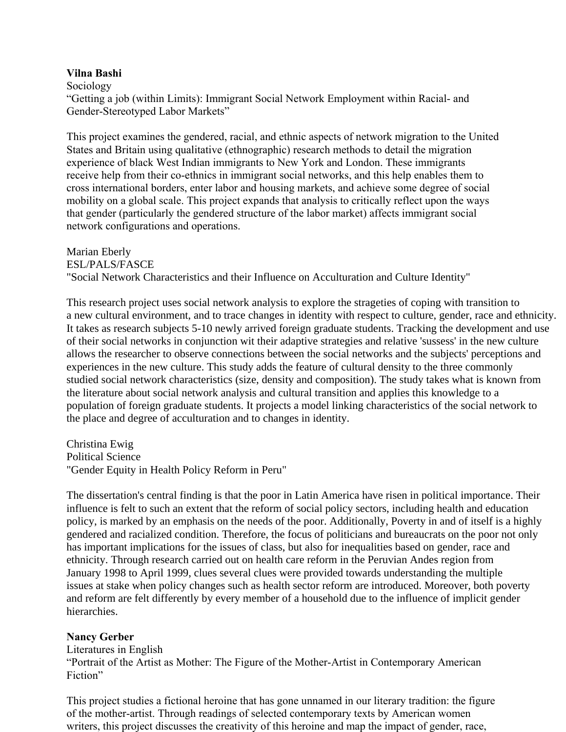**Vilna Bashi**
Sociology
“Getting a job (within Limits): Immigrant Social Network Employment within Racial- and Gender-Stereotyped Labor Markets”

This project examines the gendered, racial, and ethnic aspects of network migration to the United States and Britain using qualitative (ethnographic) research methods to detail the migration experience of black West Indian immigrants to New York and London. These immigrants receive help from their co-ethnics in immigrant social networks, and this help enables them to cross international borders, enter labor and housing markets, and achieve some degree of social mobility on a global scale. This project expands that analysis to critically reflect upon the ways that gender (particularly the gendered structure of the labor market) affects immigrant social network configurations and operations.

Marian Eberly
ESL/PALS/FASCE
"Social Network Characteristics and their Influence on Acculturation and Culture Identity"

This research project uses social network analysis to explore the strageties of coping with transition to a new cultural environment, and to trace changes in identity with respect to culture, gender, race and ethnicity. It takes as research subjects 5-10 newly arrived foreign graduate students. Tracking the development and use of their social networks in conjunction wit their adaptive strategies and relative 'sussess' in the new culture allows the researcher to observe connections between the social networks and the subjects' perceptions and experiences in the new culture. This study adds the feature of cultural density to the three commonly studied social network characteristics (size, density and composition). The study takes what is known from the literature about social network analysis and cultural transition and applies this knowledge to a population of foreign graduate students. It projects a model linking characteristics of the social network to the place and degree of acculturation and to changes in identity.

Christina Ewig
Political Science
"Gender Equity in Health Policy Reform in Peru"

The dissertation's central finding is that the poor in Latin America have risen in political importance. Their influence is felt to such an extent that the reform of social policy sectors, including health and education policy, is marked by an emphasis on the needs of the poor. Additionally, Poverty in and of itself is a highly gendered and racialized condition. Therefore, the focus of politicians and bureaucrats on the poor not only has important implications for the issues of class, but also for inequalities based on gender, race and ethnicity. Through research carried out on health care reform in the Peruvian Andes region from January 1998 to April 1999, clues several clues were provided towards understanding the multiple issues at stake when policy changes such as health sector reform are introduced. Moreover, both poverty and reform are felt differently by every member of a household due to the influence of implicit gender hierarchies.

**Nancy Gerber**
Literatures in English
“Portrait of the Artist as Mother: The Figure of the Mother-Artist in Contemporary American Fiction”

This project studies a fictional heroine that has gone unnamed in our literary tradition: the figure of the mother-artist. Through readings of selected contemporary texts by American women writers, this project discusses the creativity of this heroine and map the impact of gender, race,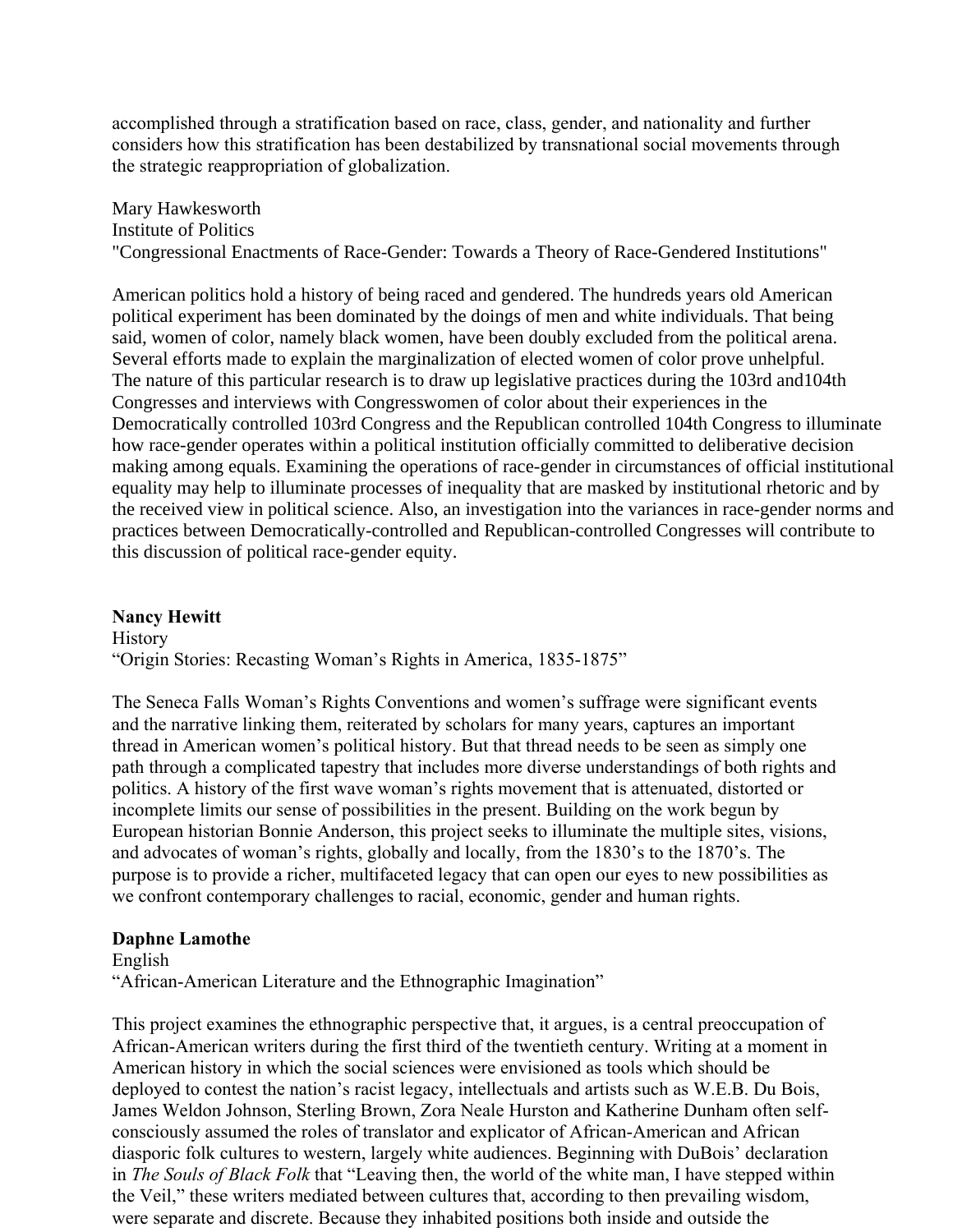accomplished through a stratification based on race, class, gender, and nationality and further considers how this stratification has been destabilized by transnational social movements through the strategic reappropriation of globalization.

Mary Hawkesworth
Institute of Politics
"Congressional Enactments of Race-Gender: Towards a Theory of Race-Gendered Institutions"

American politics hold a history of being raced and gendered. The hundreds years old American political experiment has been dominated by the doings of men and white individuals. That being said, women of color, namely black women, have been doubly excluded from the political arena. Several efforts made to explain the marginalization of elected women of color prove unhelpful. The nature of this particular research is to draw up legislative practices during the 103rd and104th Congresses and interviews with Congresswomen of color about their experiences in the Democratically controlled 103rd Congress and the Republican controlled 104th Congress to illuminate how race-gender operates within a political institution officially committed to deliberative decision making among equals. Examining the operations of race-gender in circumstances of official institutional equality may help to illuminate processes of inequality that are masked by institutional rhetoric and by the received view in political science. Also, an investigation into the variances in race-gender norms and practices between Democratically-controlled and Republican-controlled Congresses will contribute to this discussion of political race-gender equity.

**Nancy Hewitt**
History
"Origin Stories: Recasting Woman's Rights in America, 1835-1875"

The Seneca Falls Woman's Rights Conventions and women's suffrage were significant events and the narrative linking them, reiterated by scholars for many years, captures an important thread in American women's political history. But that thread needs to be seen as simply one path through a complicated tapestry that includes more diverse understandings of both rights and politics. A history of the first wave woman's rights movement that is attenuated, distorted or incomplete limits our sense of possibilities in the present. Building on the work begun by European historian Bonnie Anderson, this project seeks to illuminate the multiple sites, visions, and advocates of woman's rights, globally and locally, from the 1830's to the 1870's. The purpose is to provide a richer, multifaceted legacy that can open our eyes to new possibilities as we confront contemporary challenges to racial, economic, gender and human rights.

**Daphne Lamothe**
English
"African-American Literature and the Ethnographic Imagination"

This project examines the ethnographic perspective that, it argues, is a central preoccupation of African-American writers during the first third of the twentieth century. Writing at a moment in American history in which the social sciences were envisioned as tools which should be deployed to contest the nation's racist legacy, intellectuals and artists such as W.E.B. Du Bois, James Weldon Johnson, Sterling Brown, Zora Neale Hurston and Katherine Dunham often self-consciously assumed the roles of translator and explicator of African-American and African diasporic folk cultures to western, largely white audiences. Beginning with DuBois' declaration in *The Souls of Black Folk* that "Leaving then, the world of the white man, I have stepped within the Veil," these writers mediated between cultures that, according to then prevailing wisdom, were separate and discrete. Because they inhabited positions both inside and outside the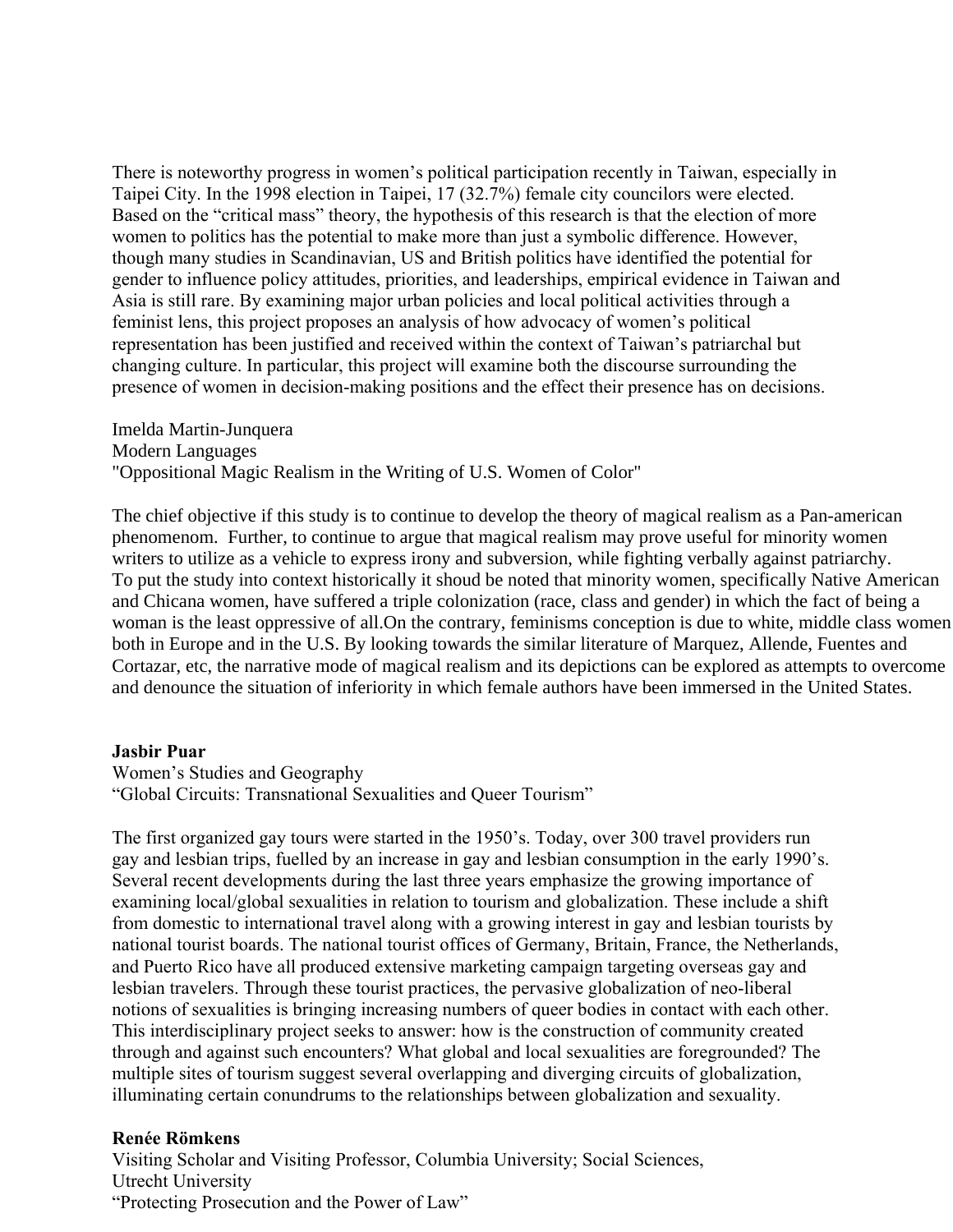There is noteworthy progress in women's political participation recently in Taiwan, especially in Taipei City. In the 1998 election in Taipei, 17 (32.7%) female city councilors were elected. Based on the "critical mass" theory, the hypothesis of this research is that the election of more women to politics has the potential to make more than just a symbolic difference. However, though many studies in Scandinavian, US and British politics have identified the potential for gender to influence policy attitudes, priorities, and leaderships, empirical evidence in Taiwan and Asia is still rare. By examining major urban policies and local political activities through a feminist lens, this project proposes an analysis of how advocacy of women's political representation has been justified and received within the context of Taiwan's patriarchal but changing culture. In particular, this project will examine both the discourse surrounding the presence of women in decision-making positions and the effect their presence has on decisions.

Imelda Martin-Junquera
Modern Languages
"Oppositional Magic Realism in the Writing of U.S. Women of Color"

The chief objective if this study is to continue to develop the theory of magical realism as a Pan-american phenomenom. Further, to continue to argue that magical realism may prove useful for minority women writers to utilize as a vehicle to express irony and subversion, while fighting verbally against patriarchy. To put the study into context historically it shoud be noted that minority women, specifically Native American and Chicana women, have suffered a triple colonization (race, class and gender) in which the fact of being a woman is the least oppressive of all.On the contrary, feminisms conception is due to white, middle class women both in Europe and in the U.S. By looking towards the similar literature of Marquez, Allende, Fuentes and Cortazar, etc, the narrative mode of magical realism and its depictions can be explored as attempts to overcome and denounce the situation of inferiority in which female authors have been immersed in the United States.

**Jasbir Puar**
Women's Studies and Geography
"Global Circuits: Transnational Sexualities and Queer Tourism"

The first organized gay tours were started in the 1950's. Today, over 300 travel providers run gay and lesbian trips, fuelled by an increase in gay and lesbian consumption in the early 1990's. Several recent developments during the last three years emphasize the growing importance of examining local/global sexualities in relation to tourism and globalization. These include a shift from domestic to international travel along with a growing interest in gay and lesbian tourists by national tourist boards. The national tourist offices of Germany, Britain, France, the Netherlands, and Puerto Rico have all produced extensive marketing campaign targeting overseas gay and lesbian travelers. Through these tourist practices, the pervasive globalization of neo-liberal notions of sexualities is bringing increasing numbers of queer bodies in contact with each other. This interdisciplinary project seeks to answer: how is the construction of community created through and against such encounters? What global and local sexualities are foregrounded? The multiple sites of tourism suggest several overlapping and diverging circuits of globalization, illuminating certain conundrums to the relationships between globalization and sexuality.

**Renée Römkens**
Visiting Scholar and Visiting Professor, Columbia University; Social Sciences, Utrecht University
"Protecting Prosecution and the Power of Law"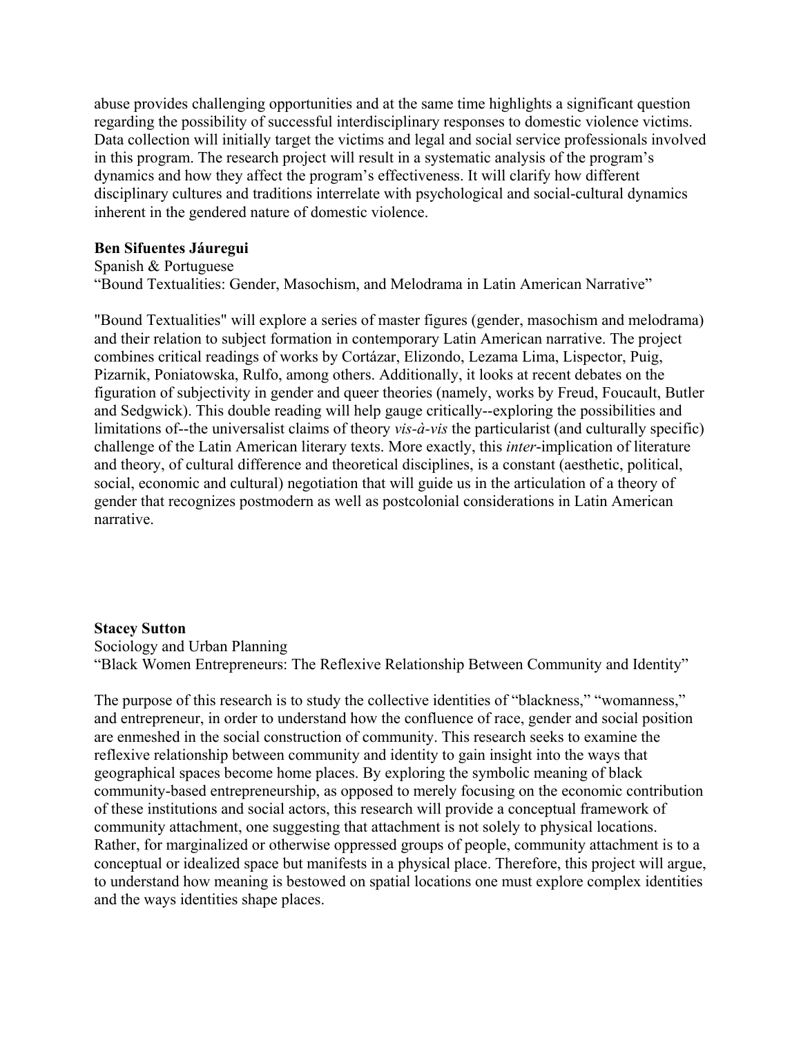abuse provides challenging opportunities and at the same time highlights a significant question regarding the possibility of successful interdisciplinary responses to domestic violence victims. Data collection will initially target the victims and legal and social service professionals involved in this program. The research project will result in a systematic analysis of the program's dynamics and how they affect the program's effectiveness. It will clarify how different disciplinary cultures and traditions interrelate with psychological and social-cultural dynamics inherent in the gendered nature of domestic violence.

**Ben Sifuentes Jáuregui**
Spanish & Portuguese
"Bound Textualities: Gender, Masochism, and Melodrama in Latin American Narrative"

"Bound Textualities" will explore a series of master figures (gender, masochism and melodrama) and their relation to subject formation in contemporary Latin American narrative. The project combines critical readings of works by Cortázar, Elizondo, Lezama Lima, Lispector, Puig, Pizarnik, Poniatowska, Rulfo, among others. Additionally, it looks at recent debates on the figuration of subjectivity in gender and queer theories (namely, works by Freud, Foucault, Butler and Sedgwick). This double reading will help gauge critically--exploring the possibilities and limitations of--the universalist claims of theory *vis-à-vis* the particularist (and culturally specific) challenge of the Latin American literary texts. More exactly, this *inter*-implication of literature and theory, of cultural difference and theoretical disciplines, is a constant (aesthetic, political, social, economic and cultural) negotiation that will guide us in the articulation of a theory of gender that recognizes postmodern as well as postcolonial considerations in Latin American narrative.

**Stacey Sutton**
Sociology and Urban Planning
"Black Women Entrepreneurs: The Reflexive Relationship Between Community and Identity"

The purpose of this research is to study the collective identities of "blackness," "womanness," and entrepreneur, in order to understand how the confluence of race, gender and social position are enmeshed in the social construction of community. This research seeks to examine the reflexive relationship between community and identity to gain insight into the ways that geographical spaces become home places. By exploring the symbolic meaning of black community-based entrepreneurship, as opposed to merely focusing on the economic contribution of these institutions and social actors, this research will provide a conceptual framework of community attachment, one suggesting that attachment is not solely to physical locations. Rather, for marginalized or otherwise oppressed groups of people, community attachment is to a conceptual or idealized space but manifests in a physical place. Therefore, this project will argue, to understand how meaning is bestowed on spatial locations one must explore complex identities and the ways identities shape places.